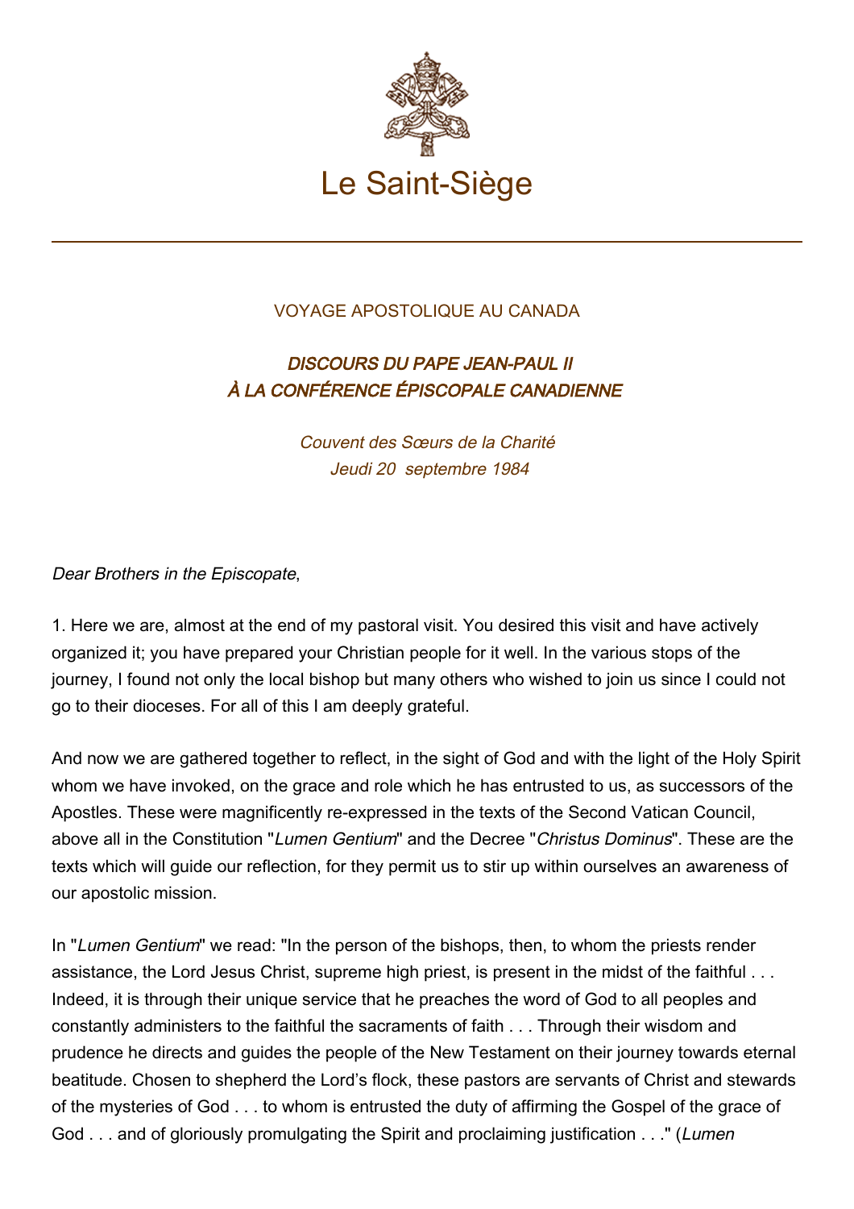# Le Saint-Siège

VOYAGE APOSTOLIQUE AU CANADA

## *DISCOURS DU PAPE JEAN-PAUL II À LA CONFÉRENCE ÉPISCOPALE CANADIENNE*

*Couvent des Sœurs de la Charité*
*Jeudi 20 septembre 1984*

*Dear Brothers in the Episcopate*,

1. Here we are, almost at the end of my pastoral visit. You desired this visit and have actively organized it; you have prepared your Christian people for it well. In the various stops of the journey, I found not only the local bishop but many others who wished to join us since I could not go to their dioceses. For all of this I am deeply grateful.

And now we are gathered together to reflect, in the sight of God and with the light of the Holy Spirit whom we have invoked, on the grace and role which he has entrusted to us, as successors of the Apostles. These were magnificently re-expressed in the texts of the Second Vatican Council, above all in the Constitution "*Lumen Gentium*" and the Decree "*Christus Dominus*". These are the texts which will guide our reflection, for they permit us to stir up within ourselves an awareness of our apostolic mission.

In "*Lumen Gentium*" we read: "In the person of the bishops, then, to whom the priests render assistance, the Lord Jesus Christ, supreme high priest, is present in the midst of the faithful . . . Indeed, it is through their unique service that he preaches the word of God to all peoples and constantly administers to the faithful the sacraments of faith . . . Through their wisdom and prudence he directs and guides the people of the New Testament on their journey towards eternal beatitude. Chosen to shepherd the Lord's flock, these pastors are servants of Christ and stewards of the mysteries of God . . . to whom is entrusted the duty of affirming the Gospel of the grace of God . . . and of gloriously promulgating the Spirit and proclaiming justification . . ." (*Lumen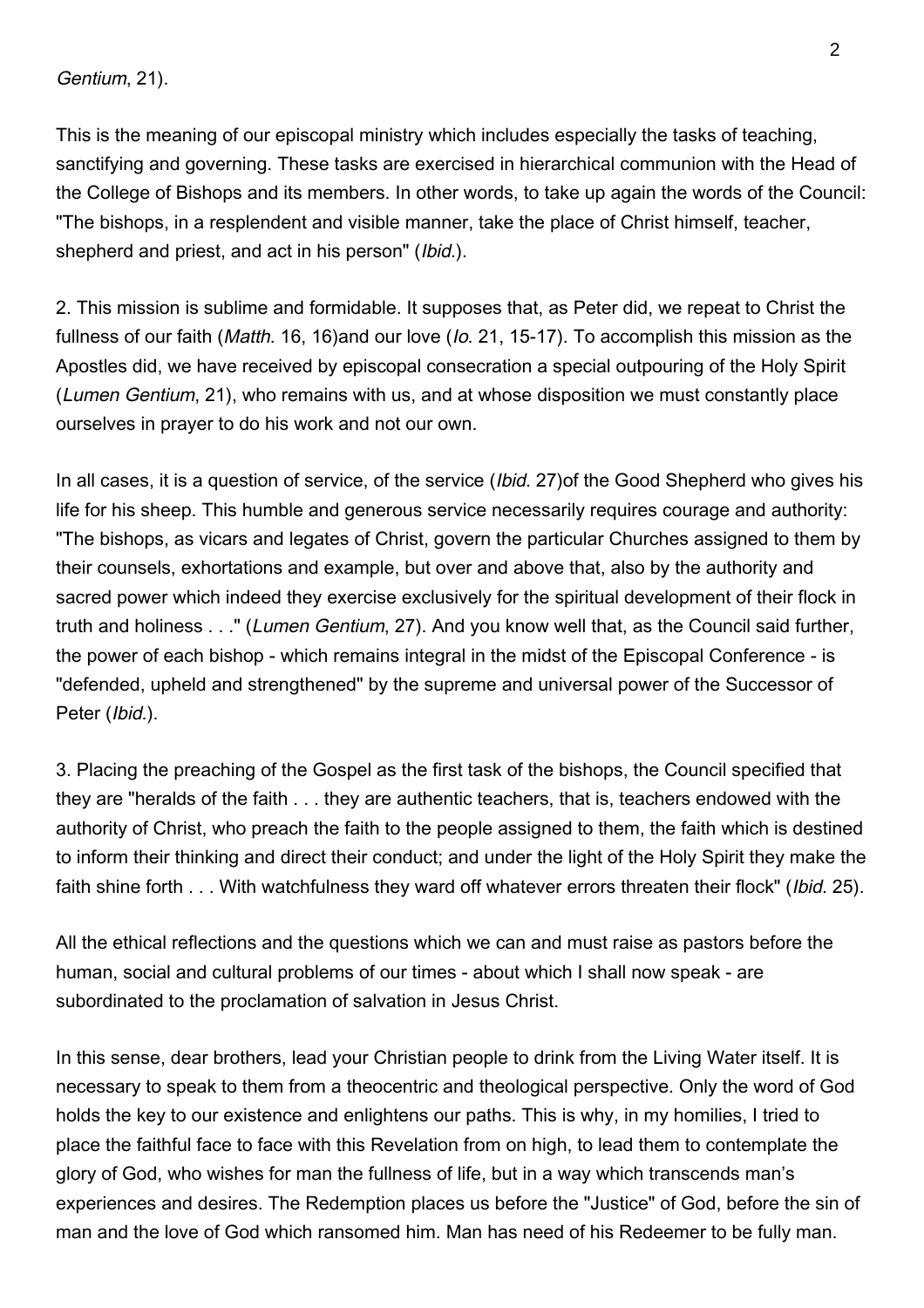*Gentium*, 21).

This is the meaning of our episcopal ministry which includes especially the tasks of teaching, sanctifying and governing. These tasks are exercised in hierarchical communion with the Head of the College of Bishops and its members. In other words, to take up again the words of the Council: "The bishops, in a resplendent and visible manner, take the place of Christ himself, teacher, shepherd and priest, and act in his person" (*Ibid.*).

2. This mission is sublime and formidable. It supposes that, as Peter did, we repeat to Christ the fullness of our faith (*Matth.* 16, 16)and our love (*Io.* 21, 15-17). To accomplish this mission as the Apostles did, we have received by episcopal consecration a special outpouring of the Holy Spirit (*Lumen Gentium*, 21), who remains with us, and at whose disposition we must constantly place ourselves in prayer to do his work and not our own.

In all cases, it is a question of service, of the service (*Ibid.* 27)of the Good Shepherd who gives his life for his sheep. This humble and generous service necessarily requires courage and authority: "The bishops, as vicars and legates of Christ, govern the particular Churches assigned to them by their counsels, exhortations and example, but over and above that, also by the authority and sacred power which indeed they exercise exclusively for the spiritual development of their flock in truth and holiness . . ." (*Lumen Gentium*, 27). And you know well that, as the Council said further, the power of each bishop - which remains integral in the midst of the Episcopal Conference - is "defended, upheld and strengthened" by the supreme and universal power of the Successor of Peter (*Ibid.*).

3. Placing the preaching of the Gospel as the first task of the bishops, the Council specified that they are "heralds of the faith . . . they are authentic teachers, that is, teachers endowed with the authority of Christ, who preach the faith to the people assigned to them, the faith which is destined to inform their thinking and direct their conduct; and under the light of the Holy Spirit they make the faith shine forth . . . With watchfulness they ward off whatever errors threaten their flock" (*Ibid.* 25).

All the ethical reflections and the questions which we can and must raise as pastors before the human, social and cultural problems of our times - about which I shall now speak - are subordinated to the proclamation of salvation in Jesus Christ.

In this sense, dear brothers, lead your Christian people to drink from the Living Water itself. It is necessary to speak to them from a theocentric and theological perspective. Only the word of God holds the key to our existence and enlightens our paths. This is why, in my homilies, I tried to place the faithful face to face with this Revelation from on high, to lead them to contemplate the glory of God, who wishes for man the fullness of life, but in a way which transcends man's experiences and desires. The Redemption places us before the "Justice" of God, before the sin of man and the love of God which ransomed him. Man has need of his Redeemer to be fully man.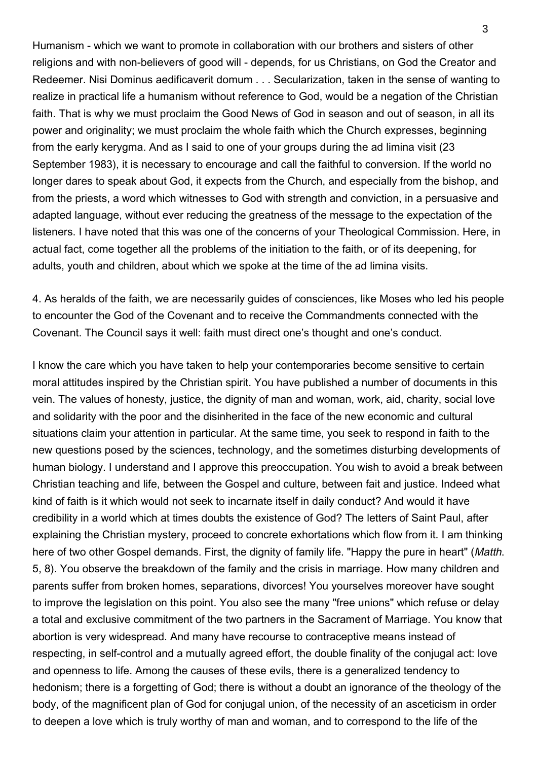Humanism - which we want to promote in collaboration with our brothers and sisters of other religions and with non-believers of good will - depends, for us Christians, on God the Creator and Redeemer. Nisi Dominus aedificaverit domum . . . Secularization, taken in the sense of wanting to realize in practical life a humanism without reference to God, would be a negation of the Christian faith. That is why we must proclaim the Good News of God in season and out of season, in all its power and originality; we must proclaim the whole faith which the Church expresses, beginning from the early kerygma. And as I said to one of your groups during the ad limina visit (23 September 1983), it is necessary to encourage and call the faithful to conversion. If the world no longer dares to speak about God, it expects from the Church, and especially from the bishop, and from the priests, a word which witnesses to God with strength and conviction, in a persuasive and adapted language, without ever reducing the greatness of the message to the expectation of the listeners. I have noted that this was one of the concerns of your Theological Commission. Here, in actual fact, come together all the problems of the initiation to the faith, or of its deepening, for adults, youth and children, about which we spoke at the time of the ad limina visits.

4. As heralds of the faith, we are necessarily guides of consciences, like Moses who led his people to encounter the God of the Covenant and to receive the Commandments connected with the Covenant. The Council says it well: faith must direct one's thought and one's conduct.

I know the care which you have taken to help your contemporaries become sensitive to certain moral attitudes inspired by the Christian spirit. You have published a number of documents in this vein. The values of honesty, justice, the dignity of man and woman, work, aid, charity, social love and solidarity with the poor and the disinherited in the face of the new economic and cultural situations claim your attention in particular. At the same time, you seek to respond in faith to the new questions posed by the sciences, technology, and the sometimes disturbing developments of human biology. I understand and I approve this preoccupation. You wish to avoid a break between Christian teaching and life, between the Gospel and culture, between fait and justice. Indeed what kind of faith is it which would not seek to incarnate itself in daily conduct? And would it have credibility in a world which at times doubts the existence of God? The letters of Saint Paul, after explaining the Christian mystery, proceed to concrete exhortations which flow from it. I am thinking here of two other Gospel demands. First, the dignity of family life. "Happy the pure in heart" (*Matth*. 5, 8). You observe the breakdown of the family and the crisis in marriage. How many children and parents suffer from broken homes, separations, divorces! You yourselves moreover have sought to improve the legislation on this point. You also see the many "free unions" which refuse or delay a total and exclusive commitment of the two partners in the Sacrament of Marriage. You know that abortion is very widespread. And many have recourse to contraceptive means instead of respecting, in self-control and a mutually agreed effort, the double finality of the conjugal act: love and openness to life. Among the causes of these evils, there is a generalized tendency to hedonism; there is a forgetting of God; there is without a doubt an ignorance of the theology of the body, of the magnificent plan of God for conjugal union, of the necessity of an asceticism in order to deepen a love which is truly worthy of man and woman, and to correspond to the life of the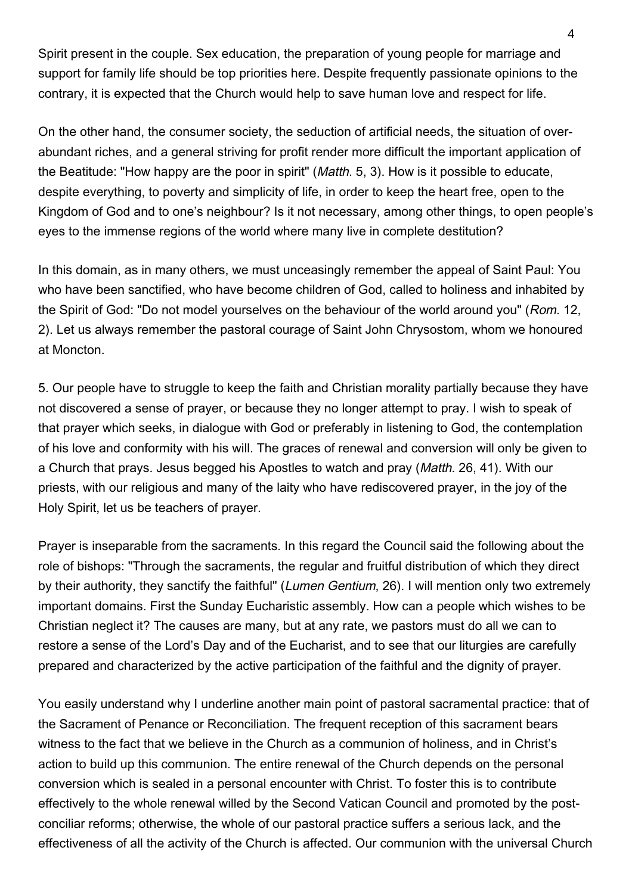Spirit present in the couple. Sex education, the preparation of young people for marriage and support for family life should be top priorities here. Despite frequently passionate opinions to the contrary, it is expected that the Church would help to save human love and respect for life.

On the other hand, the consumer society, the seduction of artificial needs, the situation of over-abundant riches, and a general striving for profit render more difficult the important application of the Beatitude: "How happy are the poor in spirit" (*Matth.* 5, 3). How is it possible to educate, despite everything, to poverty and simplicity of life, in order to keep the heart free, open to the Kingdom of God and to one's neighbour? Is it not necessary, among other things, to open people's eyes to the immense regions of the world where many live in complete destitution?

In this domain, as in many others, we must unceasingly remember the appeal of Saint Paul: You who have been sanctified, who have become children of God, called to holiness and inhabited by the Spirit of God: "Do not model yourselves on the behaviour of the world around you" (*Rom.* 12, 2). Let us always remember the pastoral courage of Saint John Chrysostom, whom we honoured at Moncton.

5. Our people have to struggle to keep the faith and Christian morality partially because they have not discovered a sense of prayer, or because they no longer attempt to pray. I wish to speak of that prayer which seeks, in dialogue with God or preferably in listening to God, the contemplation of his love and conformity with his will. The graces of renewal and conversion will only be given to a Church that prays. Jesus begged his Apostles to watch and pray (*Matth.* 26, 41). With our priests, with our religious and many of the laity who have rediscovered prayer, in the joy of the Holy Spirit, let us be teachers of prayer.

Prayer is inseparable from the sacraments. In this regard the Council said the following about the role of bishops: "Through the sacraments, the regular and fruitful distribution of which they direct by their authority, they sanctify the faithful" (*Lumen Gentium*, 26). I will mention only two extremely important domains. First the Sunday Eucharistic assembly. How can a people which wishes to be Christian neglect it? The causes are many, but at any rate, we pastors must do all we can to restore a sense of the Lord's Day and of the Eucharist, and to see that our liturgies are carefully prepared and characterized by the active participation of the faithful and the dignity of prayer.

You easily understand why I underline another main point of pastoral sacramental practice: that of the Sacrament of Penance or Reconciliation. The frequent reception of this sacrament bears witness to the fact that we believe in the Church as a communion of holiness, and in Christ's action to build up this communion. The entire renewal of the Church depends on the personal conversion which is sealed in a personal encounter with Christ. To foster this is to contribute effectively to the whole renewal willed by the Second Vatican Council and promoted by the post-conciliar reforms; otherwise, the whole of our pastoral practice suffers a serious lack, and the effectiveness of all the activity of the Church is affected. Our communion with the universal Church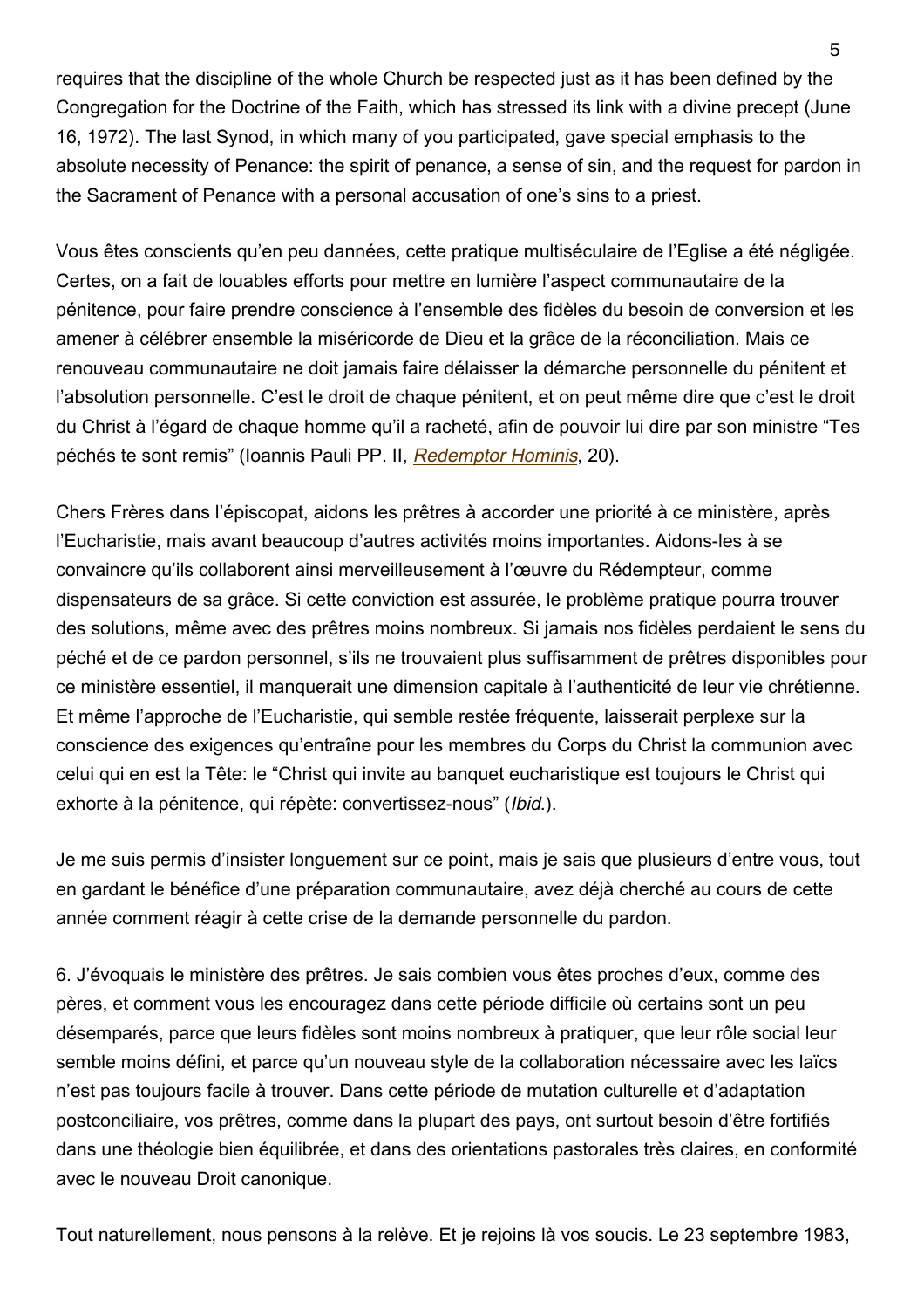requires that the discipline of the whole Church be respected just as it has been defined by the Congregation for the Doctrine of the Faith, which has stressed its link with a divine precept (June 16, 1972). The last Synod, in which many of you participated, gave special emphasis to the absolute necessity of Penance: the spirit of penance, a sense of sin, and the request for pardon in the Sacrament of Penance with a personal accusation of one's sins to a priest.

Vous êtes conscients qu'en peu dannées, cette pratique multiséculaire de l'Eglise a été négligée. Certes, on a fait de louables efforts pour mettre en lumière l'aspect communautaire de la pénitence, pour faire prendre conscience à l'ensemble des fidèles du besoin de conversion et les amener à célébrer ensemble la miséricorde de Dieu et la grâce de la réconciliation. Mais ce renouveau communautaire ne doit jamais faire délaisser la démarche personnelle du pénitent et l'absolution personnelle. C'est le droit de chaque pénitent, et on peut même dire que c'est le droit du Christ à l'égard de chaque homme qu'il a racheté, afin de pouvoir lui dire par son ministre "Tes péchés te sont remis" (Ioannis Pauli PP. II, *Redemptor Hominis*, 20).

Chers Frères dans l'épiscopat, aidons les prêtres à accorder une priorité à ce ministère, après l'Eucharistie, mais avant beaucoup d'autres activités moins importantes. Aidons-les à se convaincre qu'ils collaborent ainsi merveilleusement à l'œuvre du Rédempteur, comme dispensateurs de sa grâce. Si cette conviction est assurée, le problème pratique pourra trouver des solutions, même avec des prêtres moins nombreux. Si jamais nos fidèles perdaient le sens du péché et de ce pardon personnel, s'ils ne trouvaient plus suffisamment de prêtres disponibles pour ce ministère essentiel, il manquerait une dimension capitale à l'authenticité de leur vie chrétienne. Et même l'approche de l'Eucharistie, qui semble restée fréquente, laisserait perplexe sur la conscience des exigences qu'entraîne pour les membres du Corps du Christ la communion avec celui qui en est la Tête: le "Christ qui invite au banquet eucharistique est toujours le Christ qui exhorte à la pénitence, qui répète: convertissez-nous" (*Ibid.*).

Je me suis permis d'insister longuement sur ce point, mais je sais que plusieurs d'entre vous, tout en gardant le bénéfice d'une préparation communautaire, avez déjà cherché au cours de cette année comment réagir à cette crise de la demande personnelle du pardon.

6. J'évoquais le ministère des prêtres. Je sais combien vous êtes proches d'eux, comme des pères, et comment vous les encouragez dans cette période difficile où certains sont un peu désemparés, parce que leurs fidèles sont moins nombreux à pratiquer, que leur rôle social leur semble moins défini, et parce qu'un nouveau style de la collaboration nécessaire avec les laïcs n'est pas toujours facile à trouver. Dans cette période de mutation culturelle et d'adaptation postconciliaire, vos prêtres, comme dans la plupart des pays, ont surtout besoin d'être fortifiés dans une théologie bien équilibrée, et dans des orientations pastorales très claires, en conformité avec le nouveau Droit canonique.

Tout naturellement, nous pensons à la relève. Et je rejoins là vos soucis. Le 23 septembre 1983,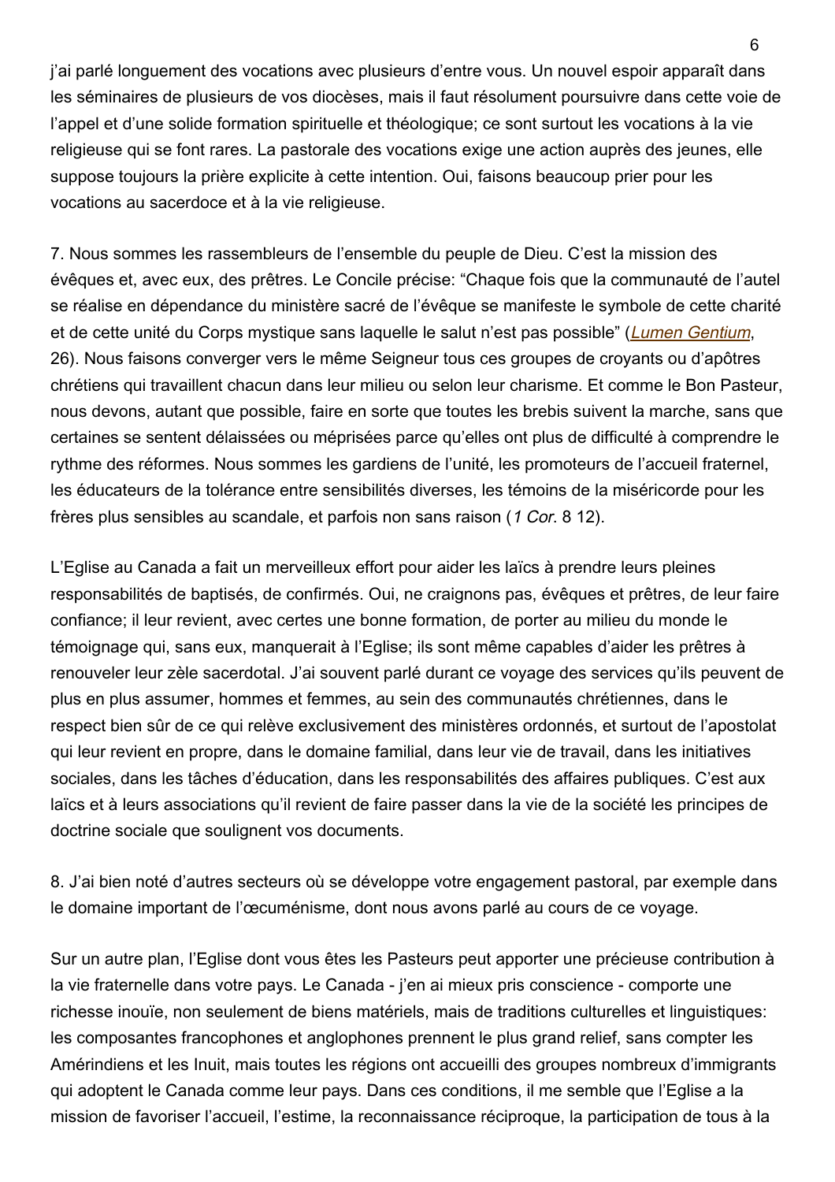j'ai parlé longuement des vocations avec plusieurs d'entre vous. Un nouvel espoir apparaît dans les séminaires de plusieurs de vos diocèses, mais il faut résolument poursuivre dans cette voie de l'appel et d'une solide formation spirituelle et théologique; ce sont surtout les vocations à la vie religieuse qui se font rares. La pastorale des vocations exige une action auprès des jeunes, elle suppose toujours la prière explicite à cette intention. Oui, faisons beaucoup prier pour les vocations au sacerdoce et à la vie religieuse.

7. Nous sommes les rassembleurs de l'ensemble du peuple de Dieu. C'est la mission des évêques et, avec eux, des prêtres. Le Concile précise: "Chaque fois que la communauté de l'autel se réalise en dépendance du ministère sacré de l'évêque se manifeste le symbole de cette charité et de cette unité du Corps mystique sans laquelle le salut n'est pas possible" (*Lumen Gentium*, 26). Nous faisons converger vers le même Seigneur tous ces groupes de croyants ou d'apôtres chrétiens qui travaillent chacun dans leur milieu ou selon leur charisme. Et comme le Bon Pasteur, nous devons, autant que possible, faire en sorte que toutes les brebis suivent la marche, sans que certaines se sentent délaissées ou méprisées parce qu'elles ont plus de difficulté à comprendre le rythme des réformes. Nous sommes les gardiens de l'unité, les promoteurs de l'accueil fraternel, les éducateurs de la tolérance entre sensibilités diverses, les témoins de la miséricorde pour les frères plus sensibles au scandale, et parfois non sans raison (*1 Cor.* 8 12).

L'Eglise au Canada a fait un merveilleux effort pour aider les laïcs à prendre leurs pleines responsabilités de baptisés, de confirmés. Oui, ne craignons pas, évêques et prêtres, de leur faire confiance; il leur revient, avec certes une bonne formation, de porter au milieu du monde le témoignage qui, sans eux, manquerait à l'Eglise; ils sont même capables d'aider les prêtres à renouveler leur zèle sacerdotal. J'ai souvent parlé durant ce voyage des services qu'ils peuvent de plus en plus assumer, hommes et femmes, au sein des communautés chrétiennes, dans le respect bien sûr de ce qui relève exclusivement des ministères ordonnés, et surtout de l'apostolat qui leur revient en propre, dans le domaine familial, dans leur vie de travail, dans les initiatives sociales, dans les tâches d'éducation, dans les responsabilités des affaires publiques. C'est aux laïcs et à leurs associations qu'il revient de faire passer dans la vie de la société les principes de doctrine sociale que soulignent vos documents.

8. J'ai bien noté d'autres secteurs où se développe votre engagement pastoral, par exemple dans le domaine important de l'œcuménisme, dont nous avons parlé au cours de ce voyage.

Sur un autre plan, l'Eglise dont vous êtes les Pasteurs peut apporter une précieuse contribution à la vie fraternelle dans votre pays. Le Canada - j'en ai mieux pris conscience - comporte une richesse inouïe, non seulement de biens matériels, mais de traditions culturelles et linguistiques: les composantes francophones et anglophones prennent le plus grand relief, sans compter les Amérindiens et les Inuit, mais toutes les régions ont accueilli des groupes nombreux d'immigrants qui adoptent le Canada comme leur pays. Dans ces conditions, il me semble que l'Eglise a la mission de favoriser l'accueil, l'estime, la reconnaissance réciproque, la participation de tous à la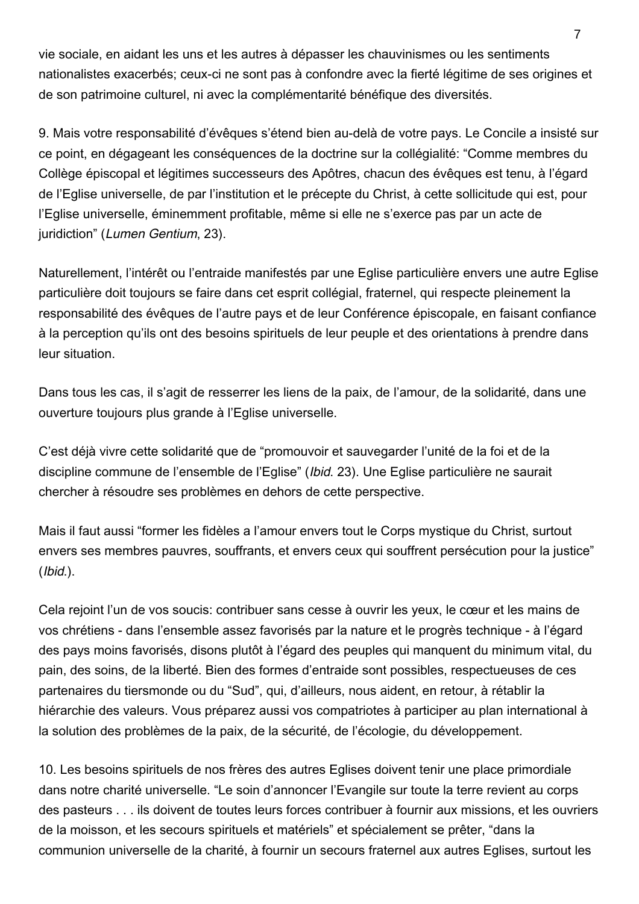vie sociale, en aidant les uns et les autres à dépasser les chauvinismes ou les sentiments nationalistes exacerbés; ceux-ci ne sont pas à confondre avec la fierté légitime de ses origines et de son patrimoine culturel, ni avec la complémentarité bénéfique des diversités.

9. Mais votre responsabilité d'évêques s'étend bien au-delà de votre pays. Le Concile a insisté sur ce point, en dégageant les conséquences de la doctrine sur la collégialité: "Comme membres du Collège épiscopal et légitimes successeurs des Apôtres, chacun des évêques est tenu, à l'égard de l'Eglise universelle, de par l'institution et le précepte du Christ, à cette sollicitude qui est, pour l'Eglise universelle, éminemment profitable, même si elle ne s'exerce pas par un acte de juridiction" (*Lumen Gentium*, 23).

Naturellement, l'intérêt ou l'entraide manifestés par une Eglise particulière envers une autre Eglise particulière doit toujours se faire dans cet esprit collégial, fraternel, qui respecte pleinement la responsabilité des évêques de l'autre pays et de leur Conférence épiscopale, en faisant confiance à la perception qu'ils ont des besoins spirituels de leur peuple et des orientations à prendre dans leur situation.

Dans tous les cas, il s'agit de resserrer les liens de la paix, de l'amour, de la solidarité, dans une ouverture toujours plus grande à l'Eglise universelle.

C'est déjà vivre cette solidarité que de "promouvoir et sauvegarder l'unité de la foi et de la discipline commune de l'ensemble de l'Eglise" (*Ibid.* 23). Une Eglise particulière ne saurait chercher à résoudre ses problèmes en dehors de cette perspective.

Mais il faut aussi "former les fidèles a l'amour envers tout le Corps mystique du Christ, surtout envers ses membres pauvres, souffrants, et envers ceux qui souffrent persécution pour la justice" (*Ibid.*).

Cela rejoint l'un de vos soucis: contribuer sans cesse à ouvrir les yeux, le cœur et les mains de vos chrétiens - dans l'ensemble assez favorisés par la nature et le progrès technique - à l'égard des pays moins favorisés, disons plutôt à l'égard des peuples qui manquent du minimum vital, du pain, des soins, de la liberté. Bien des formes d'entraide sont possibles, respectueuses de ces partenaires du tiersmonde ou du "Sud", qui, d'ailleurs, nous aident, en retour, à rétablir la hiérarchie des valeurs. Vous préparez aussi vos compatriotes à participer au plan international à la solution des problèmes de la paix, de la sécurité, de l'écologie, du développement.

10. Les besoins spirituels de nos frères des autres Eglises doivent tenir une place primordiale dans notre charité universelle. "Le soin d'annoncer l'Evangile sur toute la terre revient au corps des pasteurs . . . ils doivent de toutes leurs forces contribuer à fournir aux missions, et les ouvriers de la moisson, et les secours spirituels et matériels" et spécialement se prêter, "dans la communion universelle de la charité, à fournir un secours fraternel aux autres Eglises, surtout les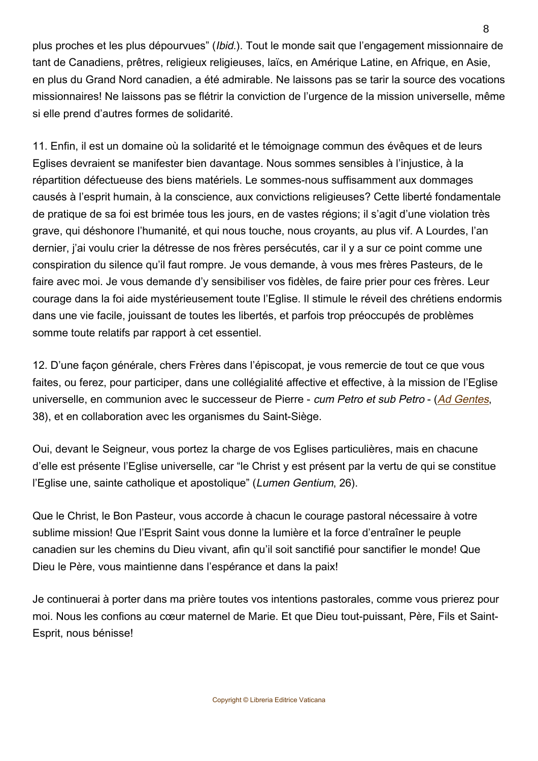plus proches et les plus dépourvues" (*Ibid.*). Tout le monde sait que l'engagement missionnaire de tant de Canadiens, prêtres, religieux religieuses, laïcs, en Amérique Latine, en Afrique, en Asie, en plus du Grand Nord canadien, a été admirable. Ne laissons pas se tarir la source des vocations missionnaires! Ne laissons pas se flétrir la conviction de l'urgence de la mission universelle, même si elle prend d'autres formes de solidarité.

11. Enfin, il est un domaine où la solidarité et le témoignage commun des évêques et de leurs Eglises devraient se manifester bien davantage. Nous sommes sensibles à l'injustice, à la répartition défectueuse des biens matériels. Le sommes-nous suffisamment aux dommages causés à l'esprit humain, à la conscience, aux convictions religieuses? Cette liberté fondamentale de pratique de sa foi est brimée tous les jours, en de vastes régions; il s'agit d'une violation très grave, qui déshonore l'humanité, et qui nous touche, nous croyants, au plus vif. A Lourdes, l'an dernier, j'ai voulu crier la détresse de nos frères persécutés, car il y a sur ce point comme une conspiration du silence qu'il faut rompre. Je vous demande, à vous mes frères Pasteurs, de le faire avec moi. Je vous demande d'y sensibiliser vos fidèles, de faire prier pour ces frères. Leur courage dans la foi aide mystérieusement toute l'Eglise. Il stimule le réveil des chrétiens endormis dans une vie facile, jouissant de toutes les libertés, et parfois trop préoccupés de problèmes somme toute relatifs par rapport à cet essentiel.

12. D'une façon générale, chers Frères dans l'épiscopat, je vous remercie de tout ce que vous faites, ou ferez, pour participer, dans une collégialité affective et effective, à la mission de l'Eglise universelle, en communion avec le successeur de Pierre - *cum Petro et sub Petro* - (*Ad Gentes*, 38), et en collaboration avec les organismes du Saint-Siège.

Oui, devant le Seigneur, vous portez la charge de vos Eglises particulières, mais en chacune d'elle est présente l'Eglise universelle, car "le Christ y est présent par la vertu de qui se constitue l'Eglise une, sainte catholique et apostolique" (*Lumen Gentium*, 26).

Que le Christ, le Bon Pasteur, vous accorde à chacun le courage pastoral nécessaire à votre sublime mission! Que l'Esprit Saint vous donne la lumière et la force d'entraîner le peuple canadien sur les chemins du Dieu vivant, afin qu'il soit sanctifié pour sanctifier le monde! Que Dieu le Père, vous maintienne dans l'espérance et dans la paix!

Je continuerai à porter dans ma prière toutes vos intentions pastorales, comme vous prierez pour moi. Nous les confions au cœur maternel de Marie. Et que Dieu tout-puissant, Père, Fils et Saint-Esprit, nous bénisse!

Copyright © Libreria Editrice Vaticana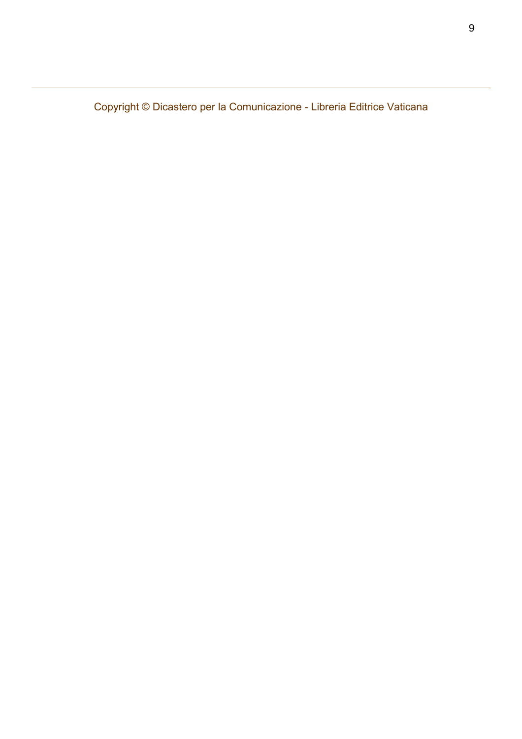Copyright © Dicastero per la Comunicazione - Libreria Editrice Vaticana